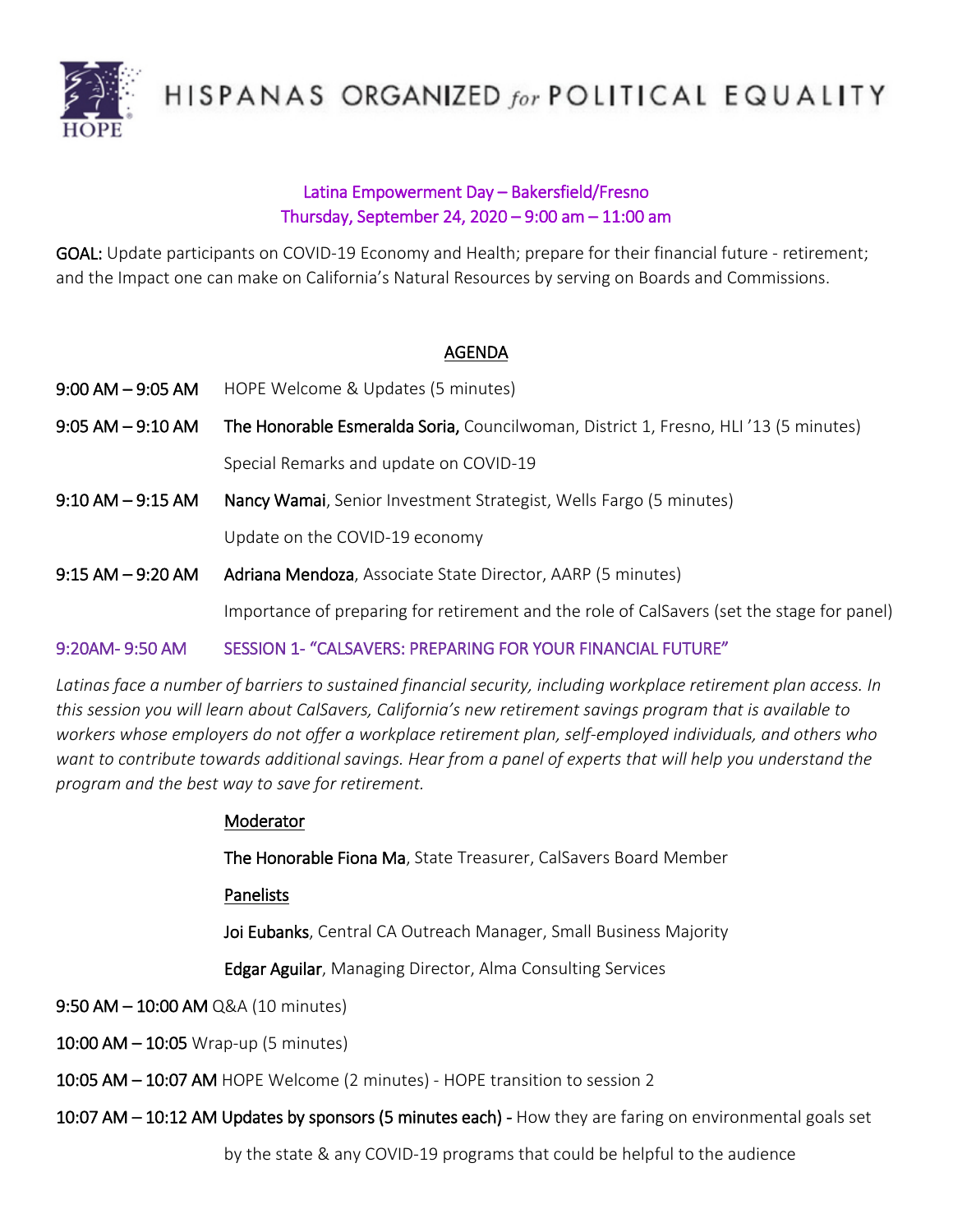# HISPANAS ORGANIZED *for* POLITICAL EQUALITY

## Latina Empowerment Day – Bakersfield/Fresno
## Thursday, September 24, 2020 – 9:00 am – 11:00 am

**GOAL:** Update participants on COVID-19 Economy and Health; prepare for their financial future - retirement; and the Impact one can make on California's Natural Resources by serving on Boards and Commissions.

## AGENDA

**9:00 AM – 9:05 AM** HOPE Welcome & Updates (5 minutes)

**9:05 AM – 9:10 AM** **The Honorable Esmeralda Soria,** Councilwoman, District 1, Fresno, HLI '13 (5 minutes)

Special Remarks and update on COVID-19

**9:10 AM – 9:15 AM** **Nancy Wamai**, Senior Investment Strategist, Wells Fargo (5 minutes)

Update on the COVID-19 economy

**9:15 AM – 9:20 AM** **Adriana Mendoza**, Associate State Director, AARP (5 minutes)

Importance of preparing for retirement and the role of CalSavers (set the stage for panel)

**9:20AM- 9:50 AM** **SESSION 1- "CALSAVERS: PREPARING FOR YOUR FINANCIAL FUTURE"**

*Latinas face a number of barriers to sustained financial security, including workplace retirement plan access. In this session you will learn about CalSavers, California's new retirement savings program that is available to workers whose employers do not offer a workplace retirement plan, self-employed individuals, and others who want to contribute towards additional savings. Hear from a panel of experts that will help you understand the program and the best way to save for retirement.*

Moderator

**The Honorable Fiona Ma**, State Treasurer, CalSavers Board Member

Panelists

**Joi Eubanks**, Central CA Outreach Manager, Small Business Majority

**Edgar Aguilar**, Managing Director, Alma Consulting Services

**9:50 AM – 10:00 AM** Q&A (10 minutes)

**10:00 AM – 10:05** Wrap-up (5 minutes)

**10:05 AM – 10:07 AM** HOPE Welcome (2 minutes) - HOPE transition to session 2

**10:07 AM – 10:12 AM Updates by sponsors (5 minutes each) -** How they are faring on environmental goals set by the state & any COVID-19 programs that could be helpful to the audience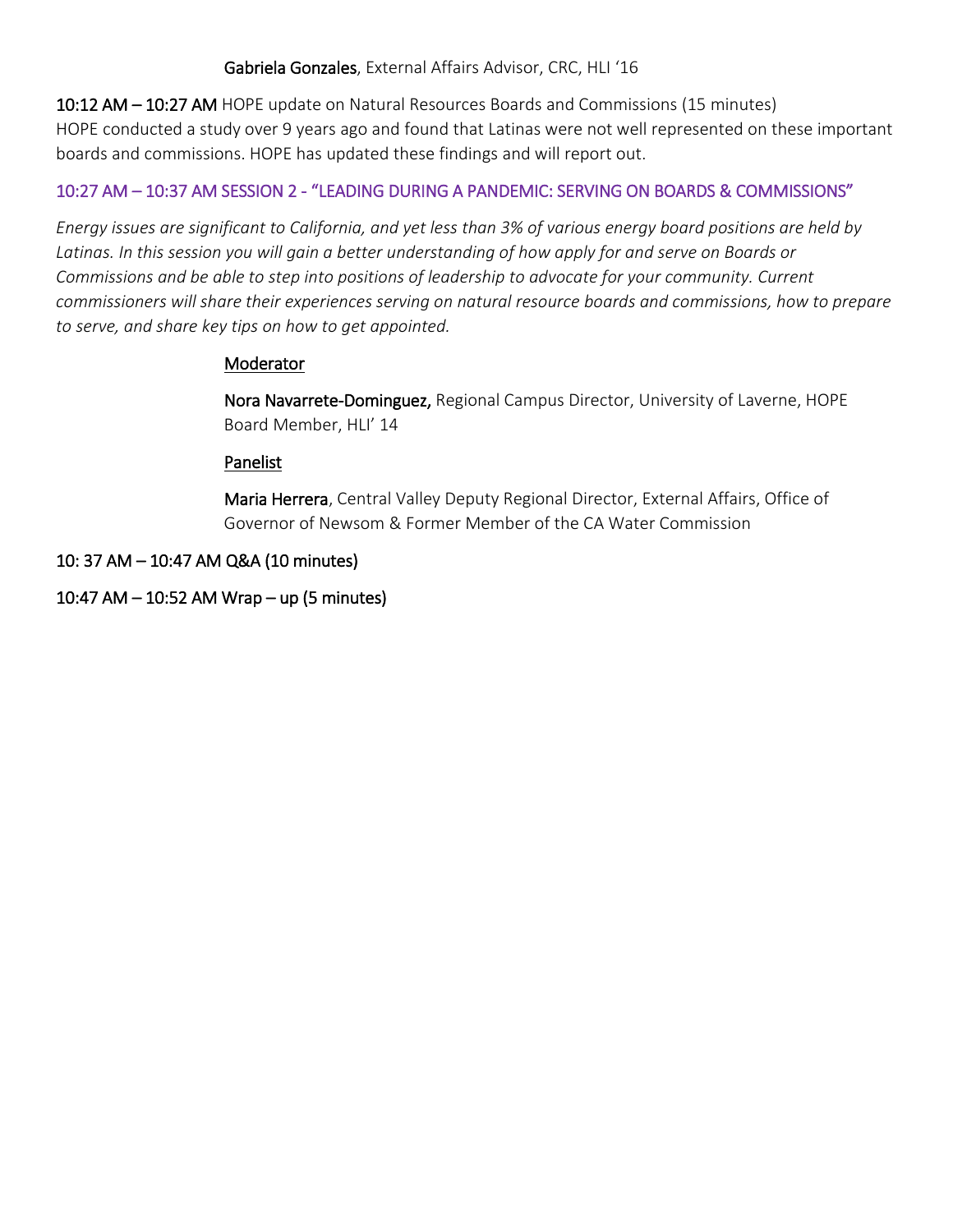**Gabriela Gonzales**, External Affairs Advisor, CRC, HLI '16

**10:12 AM – 10:27 AM** HOPE update on Natural Resources Boards and Commissions (15 minutes)
HOPE conducted a study over 9 years ago and found that Latinas were not well represented on these important boards and commissions. HOPE has updated these findings and will report out.

## 10:27 AM – 10:37 AM SESSION 2 - "LEADING DURING A PANDEMIC: SERVING ON BOARDS & COMMISSIONS"

*Energy issues are significant to California, and yet less than 3% of various energy board positions are held by Latinas. In this session you will gain a better understanding of how apply for and serve on Boards or Commissions and be able to step into positions of leadership to advocate for your community. Current commissioners will share their experiences serving on natural resource boards and commissions, how to prepare to serve, and share key tips on how to get appointed.*

Moderator

**Nora Navarrete-Dominguez,** Regional Campus Director, University of Laverne, HOPE Board Member, HLI' 14

Panelist

**Maria Herrera**, Central Valley Deputy Regional Director, External Affairs, Office of Governor of Newsom & Former Member of the CA Water Commission

**10: 37 AM – 10:47 AM Q&A (10 minutes)**

**10:47 AM – 10:52 AM Wrap – up (5 minutes)**